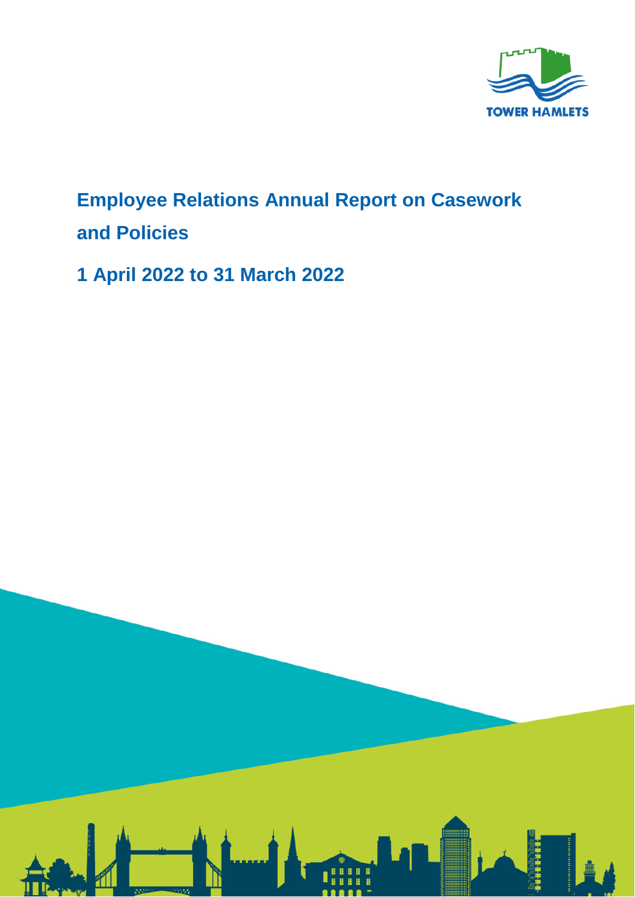TOWER HAMLETS

# Employee Relations Annual Report on Casework and Policies

## 1 April 2022 to 31 March 2022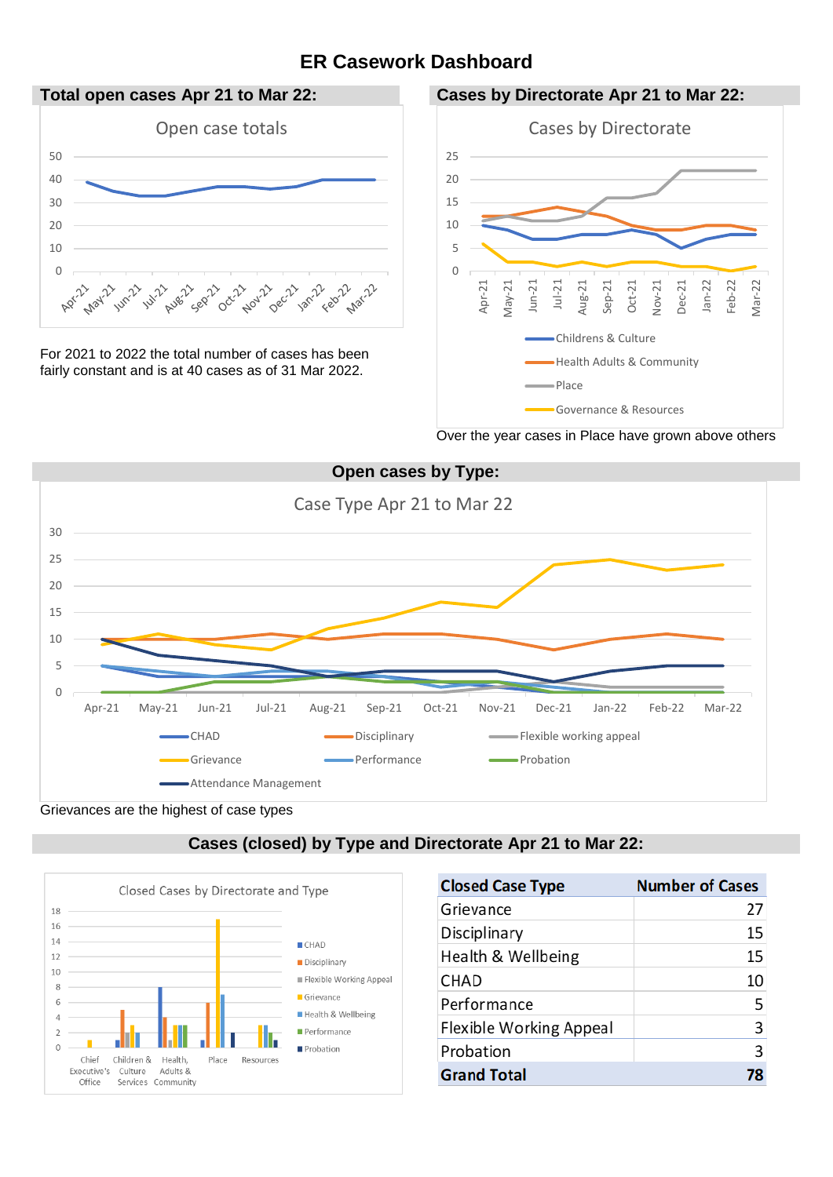# ER Casework Dashboard

## Total open cases Apr 21 to Mar 22:

For 2021 to 2022 the total number of cases has been fairly constant and is at 40 cases as of 31 Mar 2022.

## Cases by Directorate Apr 21 to Mar 22:

Over the year cases in Place have grown above others

## Open cases by Type:

Grievances are the highest of case types

## Cases (closed) by Type and Directorate Apr 21 to Mar 22:

| Closed Case Type | Number of Cases |
|---|---|
| Grievance | 27 |
| Disciplinary | 15 |
| Health & Wellbeing | 15 |
| CHAD | 10 |
| Performance | 5 |
| Flexible Working Appeal | 3 |
| Probation | 3 |
| **Grand Total** | **78** |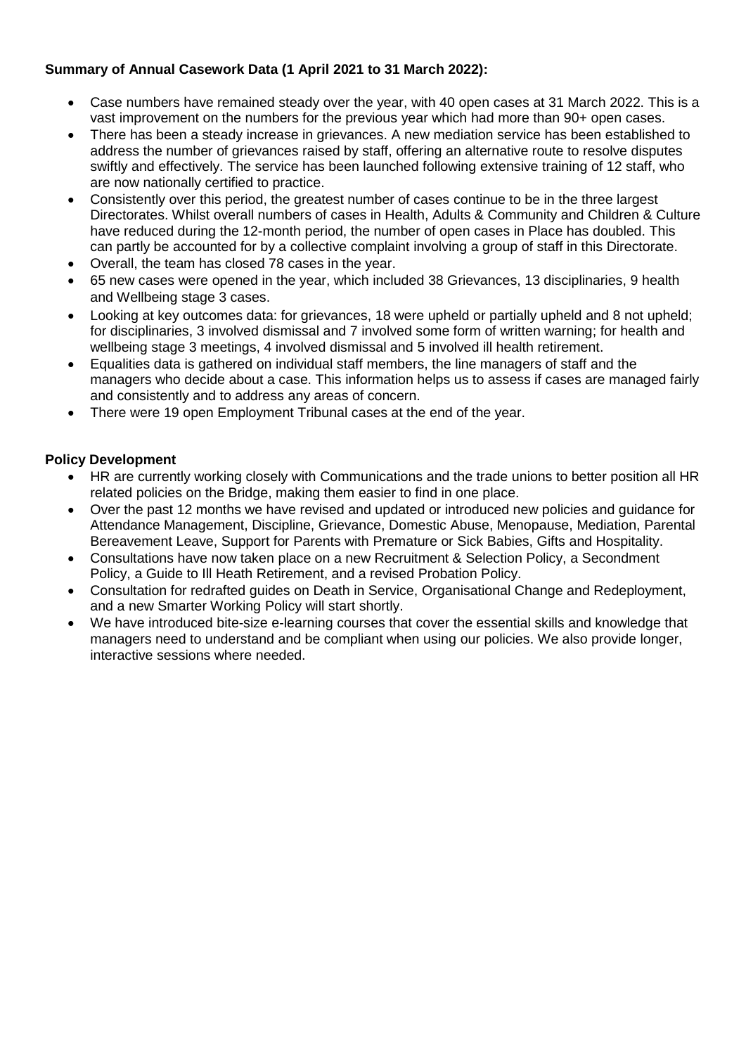**Summary of Annual Casework Data (1 April 2021 to 31 March 2022):**

- Case numbers have remained steady over the year, with 40 open cases at 31 March 2022. This is a vast improvement on the numbers for the previous year which had more than 90+ open cases.
- There has been a steady increase in grievances. A new mediation service has been established to address the number of grievances raised by staff, offering an alternative route to resolve disputes swiftly and effectively. The service has been launched following extensive training of 12 staff, who are now nationally certified to practice.
- Consistently over this period, the greatest number of cases continue to be in the three largest Directorates. Whilst overall numbers of cases in Health, Adults & Community and Children & Culture have reduced during the 12-month period, the number of open cases in Place has doubled. This can partly be accounted for by a collective complaint involving a group of staff in this Directorate.
- Overall, the team has closed 78 cases in the year.
- 65 new cases were opened in the year, which included 38 Grievances, 13 disciplinaries, 9 health and Wellbeing stage 3 cases.
- Looking at key outcomes data: for grievances, 18 were upheld or partially upheld and 8 not upheld; for disciplinaries, 3 involved dismissal and 7 involved some form of written warning; for health and wellbeing stage 3 meetings, 4 involved dismissal and 5 involved ill health retirement.
- Equalities data is gathered on individual staff members, the line managers of staff and the managers who decide about a case. This information helps us to assess if cases are managed fairly and consistently and to address any areas of concern.
- There were 19 open Employment Tribunal cases at the end of the year.

**Policy Development**

- HR are currently working closely with Communications and the trade unions to better position all HR related policies on the Bridge, making them easier to find in one place.
- Over the past 12 months we have revised and updated or introduced new policies and guidance for Attendance Management, Discipline, Grievance, Domestic Abuse, Menopause, Mediation, Parental Bereavement Leave, Support for Parents with Premature or Sick Babies, Gifts and Hospitality.
- Consultations have now taken place on a new Recruitment & Selection Policy, a Secondment Policy, a Guide to Ill Heath Retirement, and a revised Probation Policy.
- Consultation for redrafted guides on Death in Service, Organisational Change and Redeployment, and a new Smarter Working Policy will start shortly.
- We have introduced bite-size e-learning courses that cover the essential skills and knowledge that managers need to understand and be compliant when using our policies. We also provide longer, interactive sessions where needed.